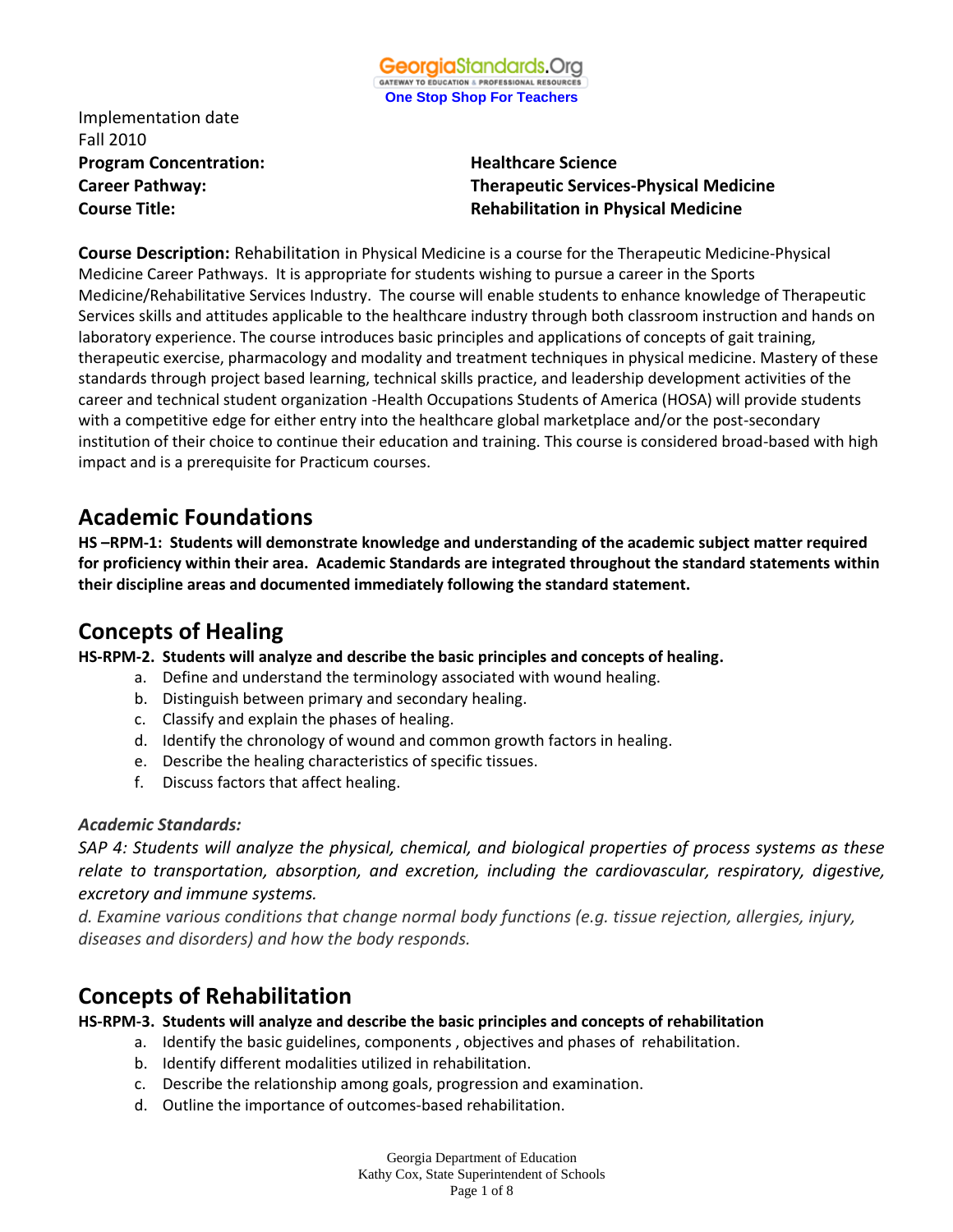Implementation date
Fall 2010

**Program Concentration:** **Healthcare Science**
**Career Pathway:** **Therapeutic Services-Physical Medicine**
**Course Title:** **Rehabilitation in Physical Medicine**

**Course Description:** Rehabilitation in Physical Medicine is a course for the Therapeutic Medicine-Physical Medicine Career Pathways. It is appropriate for students wishing to pursue a career in the Sports Medicine/Rehabilitative Services Industry. The course will enable students to enhance knowledge of Therapeutic Services skills and attitudes applicable to the healthcare industry through both classroom instruction and hands on laboratory experience. The course introduces basic principles and applications of concepts of gait training, therapeutic exercise, pharmacology and modality and treatment techniques in physical medicine. Mastery of these standards through project based learning, technical skills practice, and leadership development activities of the career and technical student organization -Health Occupations Students of America (HOSA) will provide students with a competitive edge for either entry into the healthcare global marketplace and/or the post-secondary institution of their choice to continue their education and training. This course is considered broad-based with high impact and is a prerequisite for Practicum courses.

## Academic Foundations

**HS –RPM-1: Students will demonstrate knowledge and understanding of the academic subject matter required for proficiency within their area. Academic Standards are integrated throughout the standard statements within their discipline areas and documented immediately following the standard statement.**

## Concepts of Healing

**HS-RPM-2. Students will analyze and describe the basic principles and concepts of healing.**

a. Define and understand the terminology associated with wound healing.
b. Distinguish between primary and secondary healing.
c. Classify and explain the phases of healing.
d. Identify the chronology of wound and common growth factors in healing.
e. Describe the healing characteristics of specific tissues.
f. Discuss factors that affect healing.

***Academic Standards:***

*SAP 4: Students will analyze the physical, chemical, and biological properties of process systems as these relate to transportation, absorption, and excretion, including the cardiovascular, respiratory, digestive, excretory and immune systems.*

*d. Examine various conditions that change normal body functions (e.g. tissue rejection, allergies, injury, diseases and disorders) and how the body responds.*

## Concepts of Rehabilitation

**HS-RPM-3. Students will analyze and describe the basic principles and concepts of rehabilitation**

a. Identify the basic guidelines, components , objectives and phases of rehabilitation.
b. Identify different modalities utilized in rehabilitation.
c. Describe the relationship among goals, progression and examination.
d. Outline the importance of outcomes-based rehabilitation.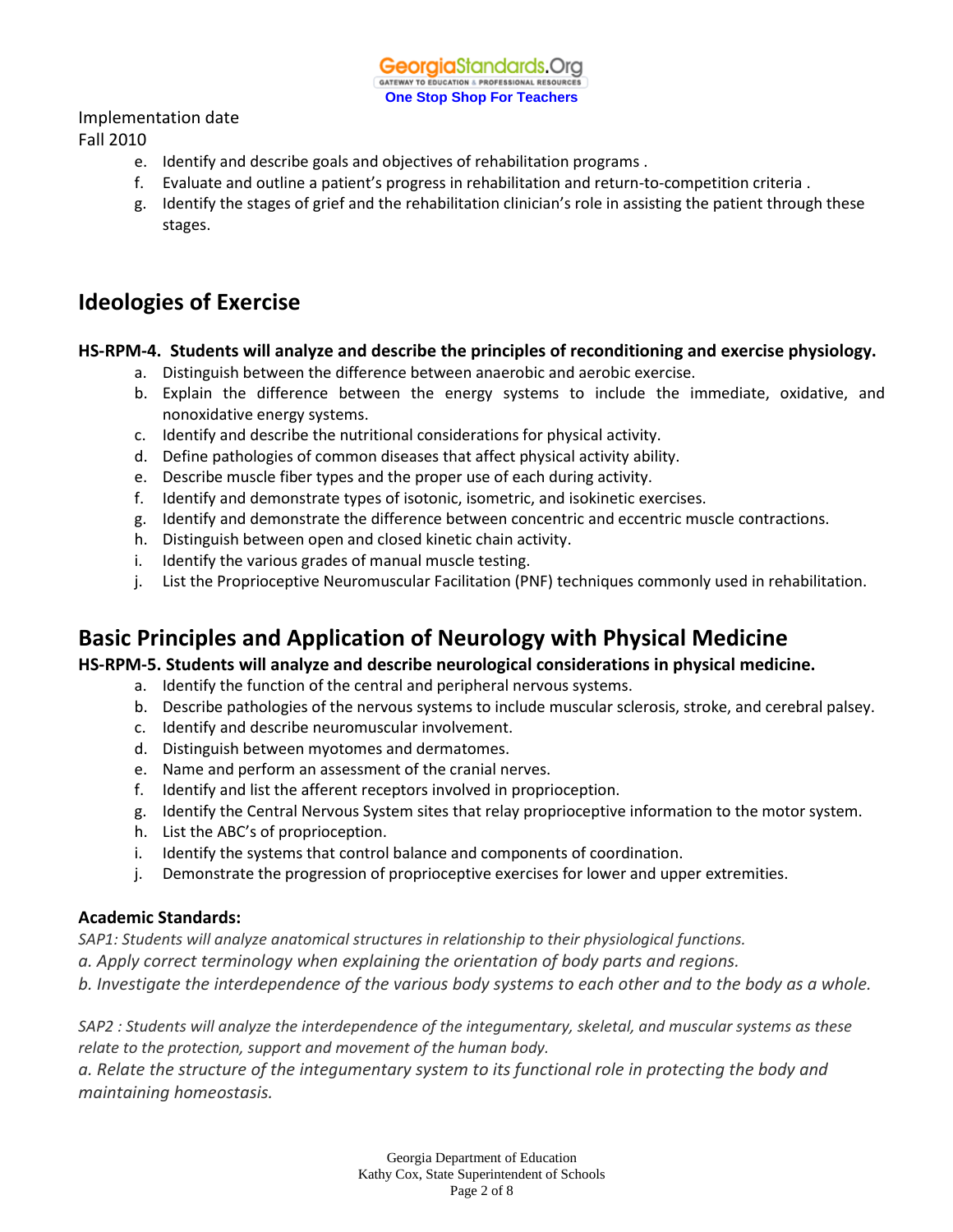Implementation date
Fall 2010

e. Identify and describe goals and objectives of rehabilitation programs .
f. Evaluate and outline a patient's progress in rehabilitation and return-to-competition criteria .
g. Identify the stages of grief and the rehabilitation clinician's role in assisting the patient through these stages.

## Ideologies of Exercise

**HS-RPM-4. Students will analyze and describe the principles of reconditioning and exercise physiology.**

a. Distinguish between the difference between anaerobic and aerobic exercise.
b. Explain the difference between the energy systems to include the immediate, oxidative, and nonoxidative energy systems.
c. Identify and describe the nutritional considerations for physical activity.
d. Define pathologies of common diseases that affect physical activity ability.
e. Describe muscle fiber types and the proper use of each during activity.
f. Identify and demonstrate types of isotonic, isometric, and isokinetic exercises.
g. Identify and demonstrate the difference between concentric and eccentric muscle contractions.
h. Distinguish between open and closed kinetic chain activity.
i. Identify the various grades of manual muscle testing.
j. List the Proprioceptive Neuromuscular Facilitation (PNF) techniques commonly used in rehabilitation.

## Basic Principles and Application of Neurology with Physical Medicine

**HS-RPM-5. Students will analyze and describe neurological considerations in physical medicine.**

a. Identify the function of the central and peripheral nervous systems.
b. Describe pathologies of the nervous systems to include muscular sclerosis, stroke, and cerebral palsey.
c. Identify and describe neuromuscular involvement.
d. Distinguish between myotomes and dermatomes.
e. Name and perform an assessment of the cranial nerves.
f. Identify and list the afferent receptors involved in proprioception.
g. Identify the Central Nervous System sites that relay proprioceptive information to the motor system.
h. List the ABC's of proprioception.
i. Identify the systems that control balance and components of coordination.
j. Demonstrate the progression of proprioceptive exercises for lower and upper extremities.

**Academic Standards:**

*SAP1: Students will analyze anatomical structures in relationship to their physiological functions.*
*a. Apply correct terminology when explaining the orientation of body parts and regions.*
*b. Investigate the interdependence of the various body systems to each other and to the body as a whole.*

*SAP2 : Students will analyze the interdependence of the integumentary, skeletal, and muscular systems as these relate to the protection, support and movement of the human body.*
*a. Relate the structure of the integumentary system to its functional role in protecting the body and maintaining homeostasis.*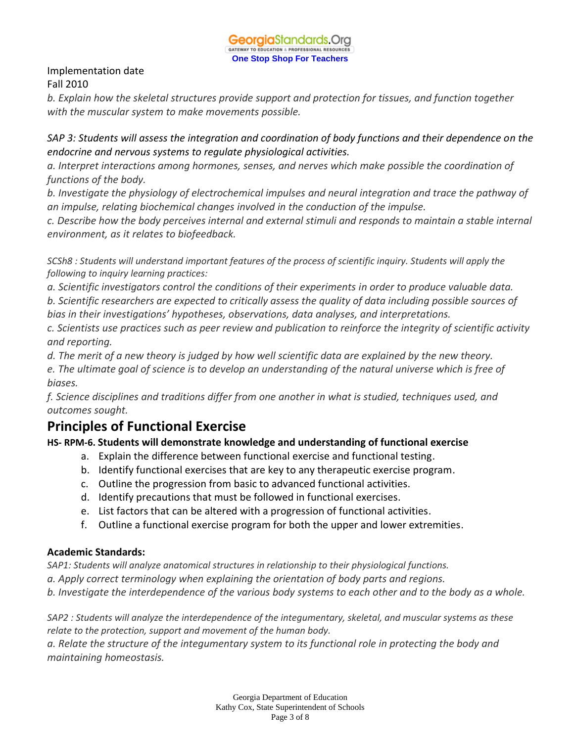Implementation date
Fall 2010

*b. Explain how the skeletal structures provide support and protection for tissues, and function together with the muscular system to make movements possible.*

*SAP 3: Students will assess the integration and coordination of body functions and their dependence on the endocrine and nervous systems to regulate physiological activities.*

*a. Interpret interactions among hormones, senses, and nerves which make possible the coordination of functions of the body.*

*b. Investigate the physiology of electrochemical impulses and neural integration and trace the pathway of an impulse, relating biochemical changes involved in the conduction of the impulse.*

*c. Describe how the body perceives internal and external stimuli and responds to maintain a stable internal environment, as it relates to biofeedback.*

*SCSh8 : Students will understand important features of the process of scientific inquiry. Students will apply the following to inquiry learning practices:*

*a. Scientific investigators control the conditions of their experiments in order to produce valuable data.*

*b. Scientific researchers are expected to critically assess the quality of data including possible sources of bias in their investigations' hypotheses, observations, data analyses, and interpretations.*

*c. Scientists use practices such as peer review and publication to reinforce the integrity of scientific activity and reporting.*

*d. The merit of a new theory is judged by how well scientific data are explained by the new theory.*

*e. The ultimate goal of science is to develop an understanding of the natural universe which is free of biases.*

*f. Science disciplines and traditions differ from one another in what is studied, techniques used, and outcomes sought.*

## Principles of Functional Exercise

**HS- RPM-6. Students will demonstrate knowledge and understanding of functional exercise**

a. Explain the difference between functional exercise and functional testing.
b. Identify functional exercises that are key to any therapeutic exercise program.
c. Outline the progression from basic to advanced functional activities.
d. Identify precautions that must be followed in functional exercises.
e. List factors that can be altered with a progression of functional activities.
f. Outline a functional exercise program for both the upper and lower extremities.

**Academic Standards:**

*SAP1: Students will analyze anatomical structures in relationship to their physiological functions.*

*a. Apply correct terminology when explaining the orientation of body parts and regions.*

*b. Investigate the interdependence of the various body systems to each other and to the body as a whole.*

*SAP2 : Students will analyze the interdependence of the integumentary, skeletal, and muscular systems as these relate to the protection, support and movement of the human body.*

*a. Relate the structure of the integumentary system to its functional role in protecting the body and maintaining homeostasis.*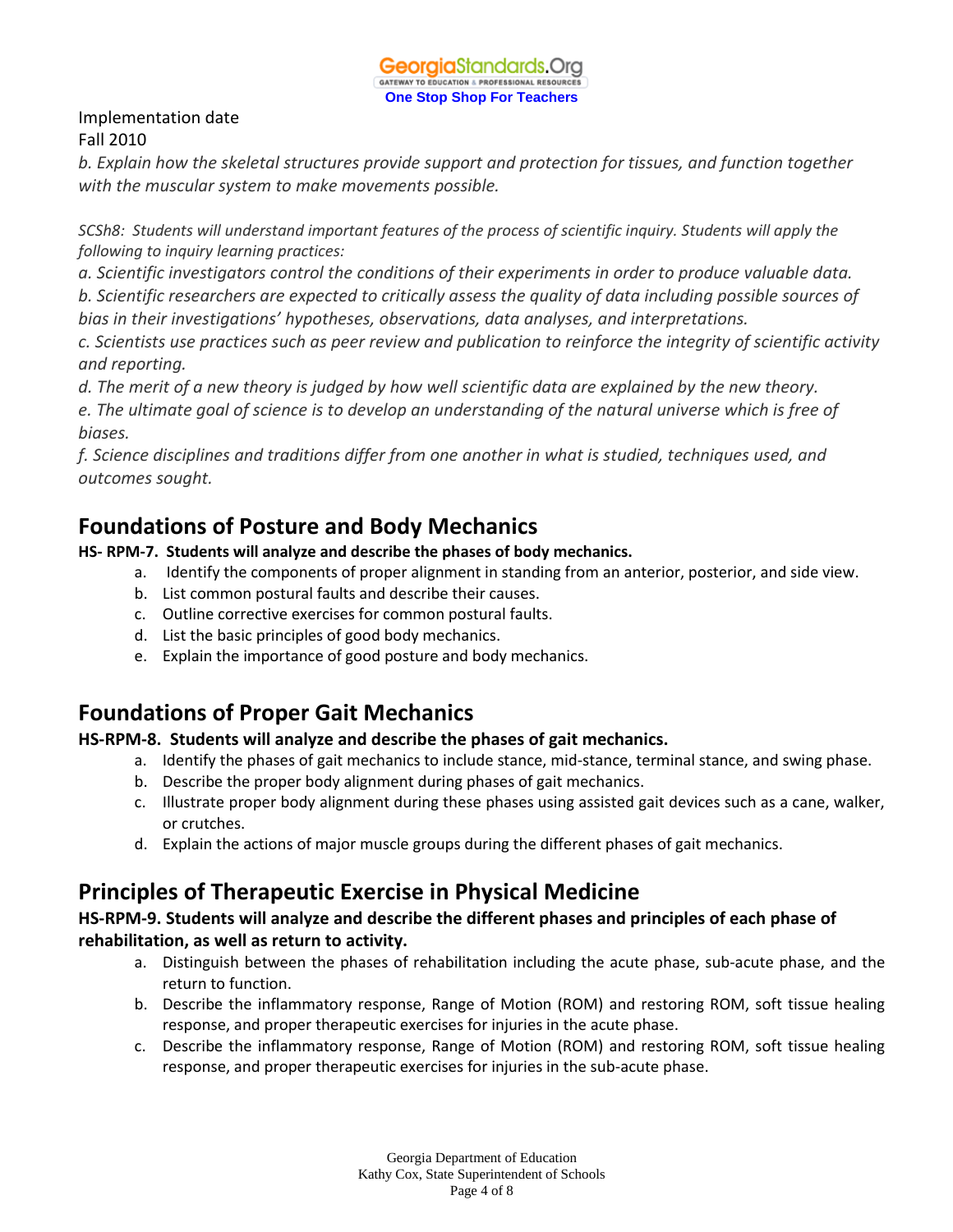Implementation date
Fall 2010

*b. Explain how the skeletal structures provide support and protection for tissues, and function together with the muscular system to make movements possible.*

*SCSh8: Students will understand important features of the process of scientific inquiry. Students will apply the following to inquiry learning practices:*

*a. Scientific investigators control the conditions of their experiments in order to produce valuable data.*

*b. Scientific researchers are expected to critically assess the quality of data including possible sources of bias in their investigations' hypotheses, observations, data analyses, and interpretations.*

*c. Scientists use practices such as peer review and publication to reinforce the integrity of scientific activity and reporting.*

*d. The merit of a new theory is judged by how well scientific data are explained by the new theory.*

*e. The ultimate goal of science is to develop an understanding of the natural universe which is free of biases.*

*f. Science disciplines and traditions differ from one another in what is studied, techniques used, and outcomes sought.*

## Foundations of Posture and Body Mechanics

**HS- RPM-7. Students will analyze and describe the phases of body mechanics.**

a. Identify the components of proper alignment in standing from an anterior, posterior, and side view.
b. List common postural faults and describe their causes.
c. Outline corrective exercises for common postural faults.
d. List the basic principles of good body mechanics.
e. Explain the importance of good posture and body mechanics.

## Foundations of Proper Gait Mechanics

**HS-RPM-8. Students will analyze and describe the phases of gait mechanics.**

a. Identify the phases of gait mechanics to include stance, mid-stance, terminal stance, and swing phase.
b. Describe the proper body alignment during phases of gait mechanics.
c. Illustrate proper body alignment during these phases using assisted gait devices such as a cane, walker, or crutches.
d. Explain the actions of major muscle groups during the different phases of gait mechanics.

## Principles of Therapeutic Exercise in Physical Medicine

**HS-RPM-9. Students will analyze and describe the different phases and principles of each phase of rehabilitation, as well as return to activity.**

a. Distinguish between the phases of rehabilitation including the acute phase, sub-acute phase, and the return to function.
b. Describe the inflammatory response, Range of Motion (ROM) and restoring ROM, soft tissue healing response, and proper therapeutic exercises for injuries in the acute phase.
c. Describe the inflammatory response, Range of Motion (ROM) and restoring ROM, soft tissue healing response, and proper therapeutic exercises for injuries in the sub-acute phase.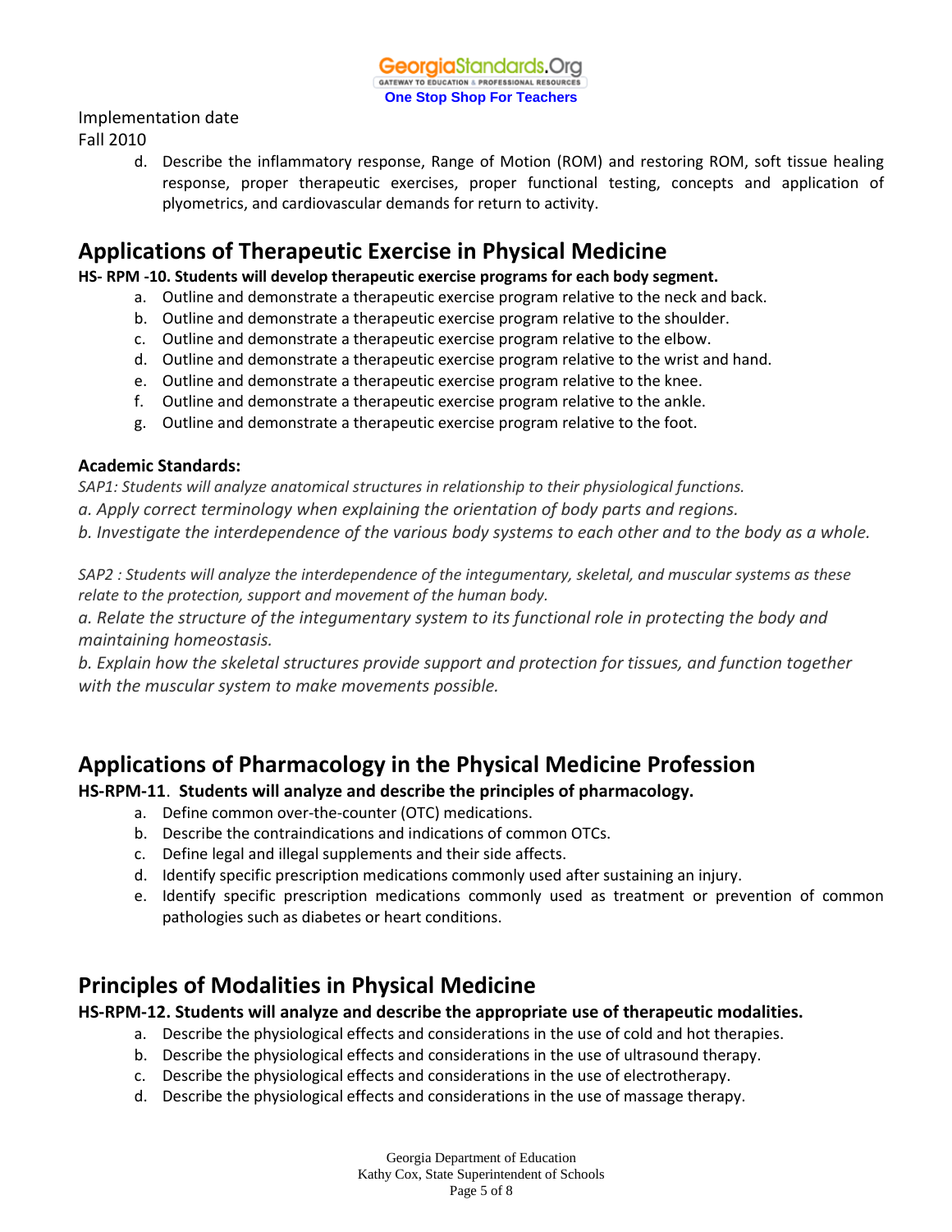Implementation date
Fall 2010

d. Describe the inflammatory response, Range of Motion (ROM) and restoring ROM, soft tissue healing response, proper therapeutic exercises, proper functional testing, concepts and application of plyometrics, and cardiovascular demands for return to activity.

## Applications of Therapeutic Exercise in Physical Medicine

**HS- RPM -10. Students will develop therapeutic exercise programs for each body segment.**

a. Outline and demonstrate a therapeutic exercise program relative to the neck and back.
b. Outline and demonstrate a therapeutic exercise program relative to the shoulder.
c. Outline and demonstrate a therapeutic exercise program relative to the elbow.
d. Outline and demonstrate a therapeutic exercise program relative to the wrist and hand.
e. Outline and demonstrate a therapeutic exercise program relative to the knee.
f. Outline and demonstrate a therapeutic exercise program relative to the ankle.
g. Outline and demonstrate a therapeutic exercise program relative to the foot.

**Academic Standards:**

*SAP1: Students will analyze anatomical structures in relationship to their physiological functions.*

*a. Apply correct terminology when explaining the orientation of body parts and regions.*

*b. Investigate the interdependence of the various body systems to each other and to the body as a whole.*

*SAP2 : Students will analyze the interdependence of the integumentary, skeletal, and muscular systems as these relate to the protection, support and movement of the human body.*

*a. Relate the structure of the integumentary system to its functional role in protecting the body and maintaining homeostasis.*

*b. Explain how the skeletal structures provide support and protection for tissues, and function together with the muscular system to make movements possible.*

## Applications of Pharmacology in the Physical Medicine Profession

**HS-RPM-11**. **Students will analyze and describe the principles of pharmacology.**

a. Define common over-the-counter (OTC) medications.
b. Describe the contraindications and indications of common OTCs.
c. Define legal and illegal supplements and their side affects.
d. Identify specific prescription medications commonly used after sustaining an injury.
e. Identify specific prescription medications commonly used as treatment or prevention of common pathologies such as diabetes or heart conditions.

## Principles of Modalities in Physical Medicine

**HS-RPM-12. Students will analyze and describe the appropriate use of therapeutic modalities.**

a. Describe the physiological effects and considerations in the use of cold and hot therapies.
b. Describe the physiological effects and considerations in the use of ultrasound therapy.
c. Describe the physiological effects and considerations in the use of electrotherapy.
d. Describe the physiological effects and considerations in the use of massage therapy.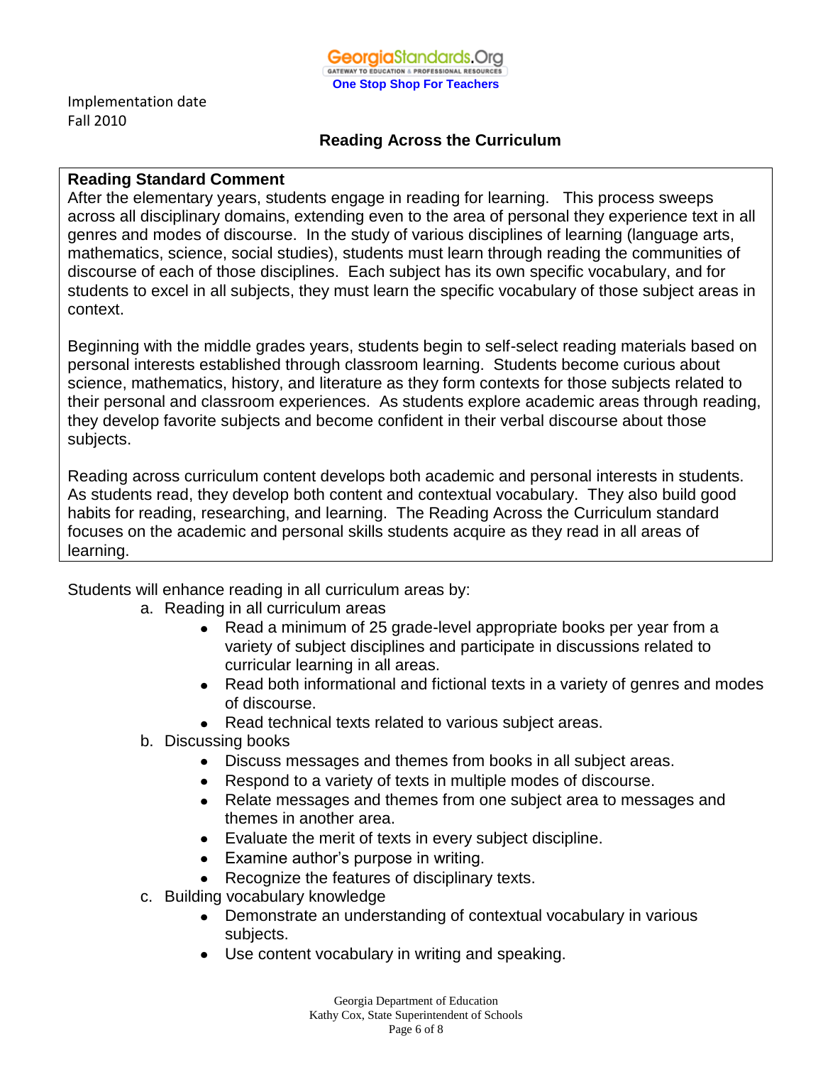Implementation date
Fall 2010

## Reading Across the Curriculum

**Reading Standard Comment**

After the elementary years, students engage in reading for learning. This process sweeps across all disciplinary domains, extending even to the area of personal they experience text in all genres and modes of discourse. In the study of various disciplines of learning (language arts, mathematics, science, social studies), students must learn through reading the communities of discourse of each of those disciplines. Each subject has its own specific vocabulary, and for students to excel in all subjects, they must learn the specific vocabulary of those subject areas in context.

Beginning with the middle grades years, students begin to self-select reading materials based on personal interests established through classroom learning. Students become curious about science, mathematics, history, and literature as they form contexts for those subjects related to their personal and classroom experiences. As students explore academic areas through reading, they develop favorite subjects and become confident in their verbal discourse about those subjects.

Reading across curriculum content develops both academic and personal interests in students. As students read, they develop both content and contextual vocabulary. They also build good habits for reading, researching, and learning. The Reading Across the Curriculum standard focuses on the academic and personal skills students acquire as they read in all areas of learning.

Students will enhance reading in all curriculum areas by:

a. Reading in all curriculum areas
   - Read a minimum of 25 grade-level appropriate books per year from a variety of subject disciplines and participate in discussions related to curricular learning in all areas.
   - Read both informational and fictional texts in a variety of genres and modes of discourse.
   - Read technical texts related to various subject areas.

b. Discussing books
   - Discuss messages and themes from books in all subject areas.
   - Respond to a variety of texts in multiple modes of discourse.
   - Relate messages and themes from one subject area to messages and themes in another area.
   - Evaluate the merit of texts in every subject discipline.
   - Examine author's purpose in writing.
   - Recognize the features of disciplinary texts.

c. Building vocabulary knowledge
   - Demonstrate an understanding of contextual vocabulary in various subjects.
   - Use content vocabulary in writing and speaking.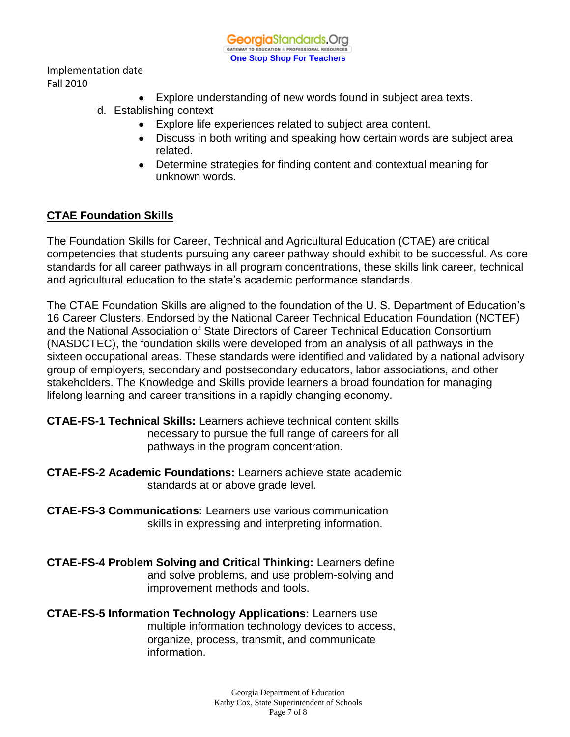- Explore understanding of new words found in subject area texts.

d. Establishing context
   - Explore life experiences related to subject area content.
   - Discuss in both writing and speaking how certain words are subject area related.
   - Determine strategies for finding content and contextual meaning for unknown words.

## CTAE Foundation Skills

The Foundation Skills for Career, Technical and Agricultural Education (CTAE) are critical competencies that students pursuing any career pathway should exhibit to be successful. As core standards for all career pathways in all program concentrations, these skills link career, technical and agricultural education to the state's academic performance standards.

The CTAE Foundation Skills are aligned to the foundation of the U. S. Department of Education's 16 Career Clusters. Endorsed by the National Career Technical Education Foundation (NCTEF) and the National Association of State Directors of Career Technical Education Consortium (NASDCTEC), the foundation skills were developed from an analysis of all pathways in the sixteen occupational areas. These standards were identified and validated by a national advisory group of employers, secondary and postsecondary educators, labor associations, and other stakeholders. The Knowledge and Skills provide learners a broad foundation for managing lifelong learning and career transitions in a rapidly changing economy.

**CTAE-FS-1 Technical Skills:** Learners achieve technical content skills necessary to pursue the full range of careers for all pathways in the program concentration.

**CTAE-FS-2 Academic Foundations:** Learners achieve state academic standards at or above grade level.

**CTAE-FS-3 Communications:** Learners use various communication skills in expressing and interpreting information.

**CTAE-FS-4 Problem Solving and Critical Thinking:** Learners define and solve problems, and use problem-solving and improvement methods and tools.

**CTAE-FS-5 Information Technology Applications:** Learners use multiple information technology devices to access, organize, process, transmit, and communicate information.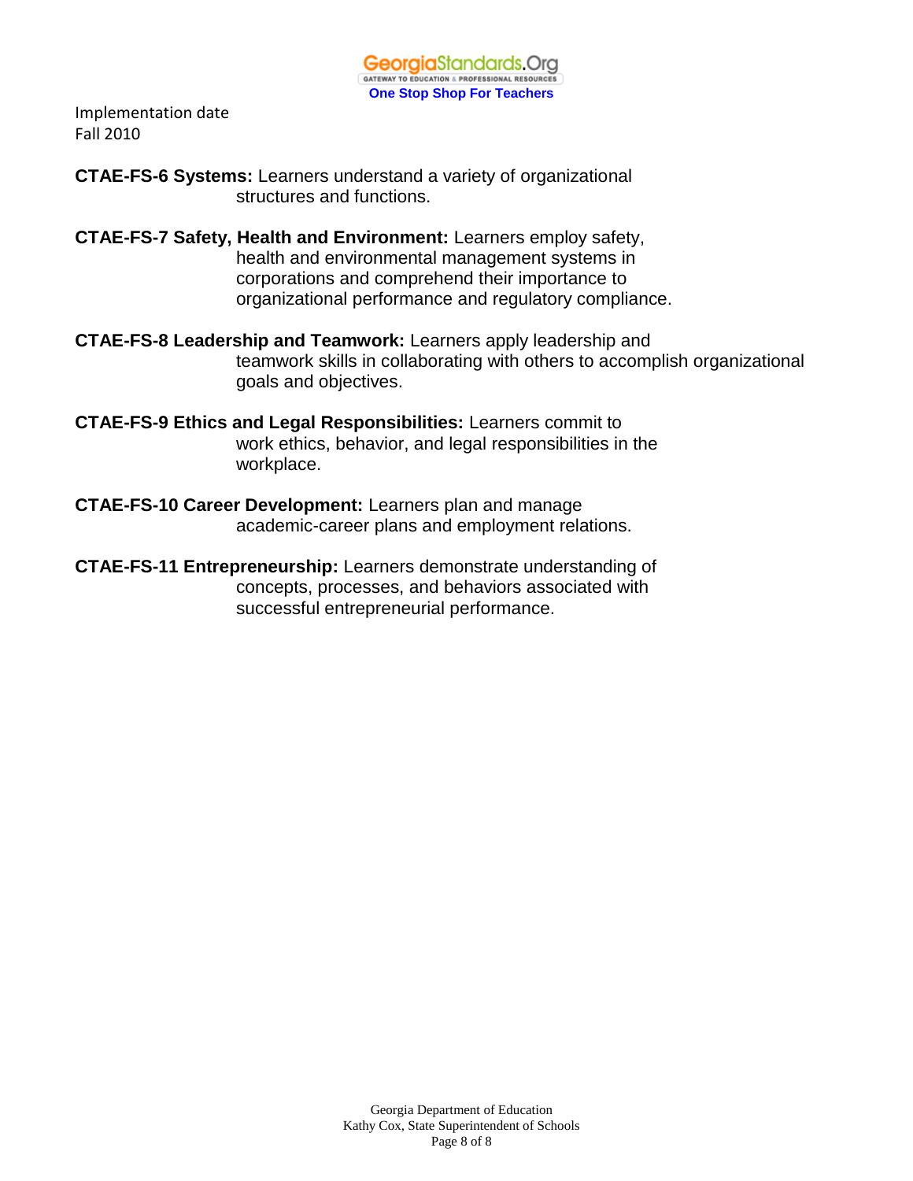Implementation date
Fall 2010

**CTAE-FS-6 Systems:** Learners understand a variety of organizational structures and functions.

**CTAE-FS-7 Safety, Health and Environment:** Learners employ safety, health and environmental management systems in corporations and comprehend their importance to organizational performance and regulatory compliance.

**CTAE-FS-8 Leadership and Teamwork:** Learners apply leadership and teamwork skills in collaborating with others to accomplish organizational goals and objectives.

**CTAE-FS-9 Ethics and Legal Responsibilities:** Learners commit to work ethics, behavior, and legal responsibilities in the workplace.

**CTAE-FS-10 Career Development:** Learners plan and manage academic-career plans and employment relations.

**CTAE-FS-11 Entrepreneurship:** Learners demonstrate understanding of concepts, processes, and behaviors associated with successful entrepreneurial performance.